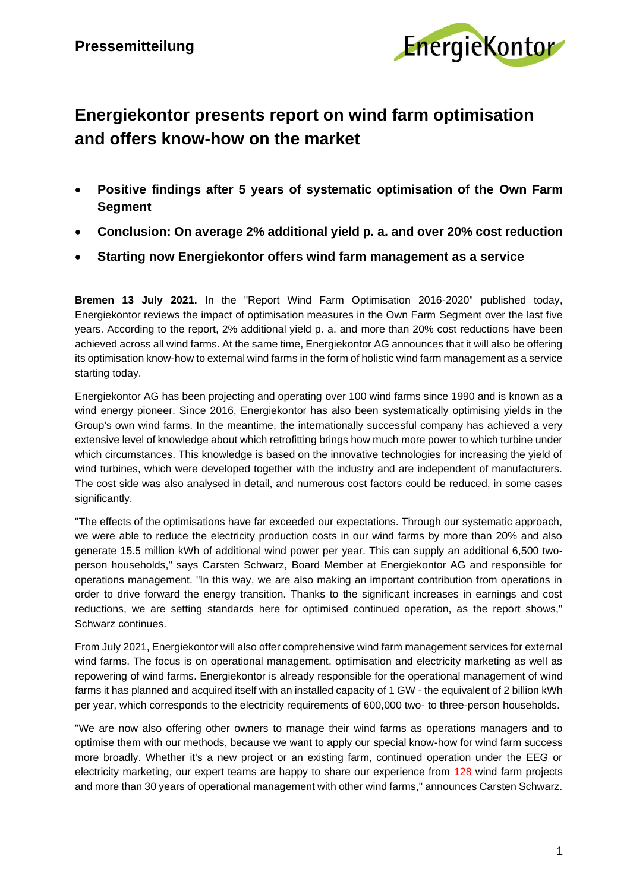# Energiekontor presents report on wind farm optimisation and offers know-how on the market

- **Positive findings after 5 years of systematic optimisation of the Own Farm Segment**
- **Conclusion: On average 2% additional yield p. a. and over 20% cost reduction**
- **Starting now Energiekontor offers wind farm management as a service**

**Bremen 13 July 2021.** In the "Report Wind Farm Optimisation 2016-2020" published today, Energiekontor reviews the impact of optimisation measures in the Own Farm Segment over the last five years. According to the report, 2% additional yield p. a. and more than 20% cost reductions have been achieved across all wind farms. At the same time, Energiekontor AG announces that it will also be offering its optimisation know-how to external wind farms in the form of holistic wind farm management as a service starting today.

Energiekontor AG has been projecting and operating over 100 wind farms since 1990 and is known as a wind energy pioneer. Since 2016, Energiekontor has also been systematically optimising yields in the Group's own wind farms. In the meantime, the internationally successful company has achieved a very extensive level of knowledge about which retrofitting brings how much more power to which turbine under which circumstances. This knowledge is based on the innovative technologies for increasing the yield of wind turbines, which were developed together with the industry and are independent of manufacturers. The cost side was also analysed in detail, and numerous cost factors could be reduced, in some cases significantly.

"The effects of the optimisations have far exceeded our expectations. Through our systematic approach, we were able to reduce the electricity production costs in our wind farms by more than 20% and also generate 15.5 million kWh of additional wind power per year. This can supply an additional 6,500 two-person households," says Carsten Schwarz, Board Member at Energiekontor AG and responsible for operations management. "In this way, we are also making an important contribution from operations in order to drive forward the energy transition. Thanks to the significant increases in earnings and cost reductions, we are setting standards here for optimised continued operation, as the report shows," Schwarz continues.

From July 2021, Energiekontor will also offer comprehensive wind farm management services for external wind farms. The focus is on operational management, optimisation and electricity marketing as well as repowering of wind farms. Energiekontor is already responsible for the operational management of wind farms it has planned and acquired itself with an installed capacity of 1 GW - the equivalent of 2 billion kWh per year, which corresponds to the electricity requirements of 600,000 two- to three-person households.

"We are now also offering other owners to manage their wind farms as operations managers and to optimise them with our methods, because we want to apply our special know-how for wind farm success more broadly. Whether it's a new project or an existing farm, continued operation under the EEG or electricity marketing, our expert teams are happy to share our experience from 128 wind farm projects and more than 30 years of operational management with other wind farms," announces Carsten Schwarz.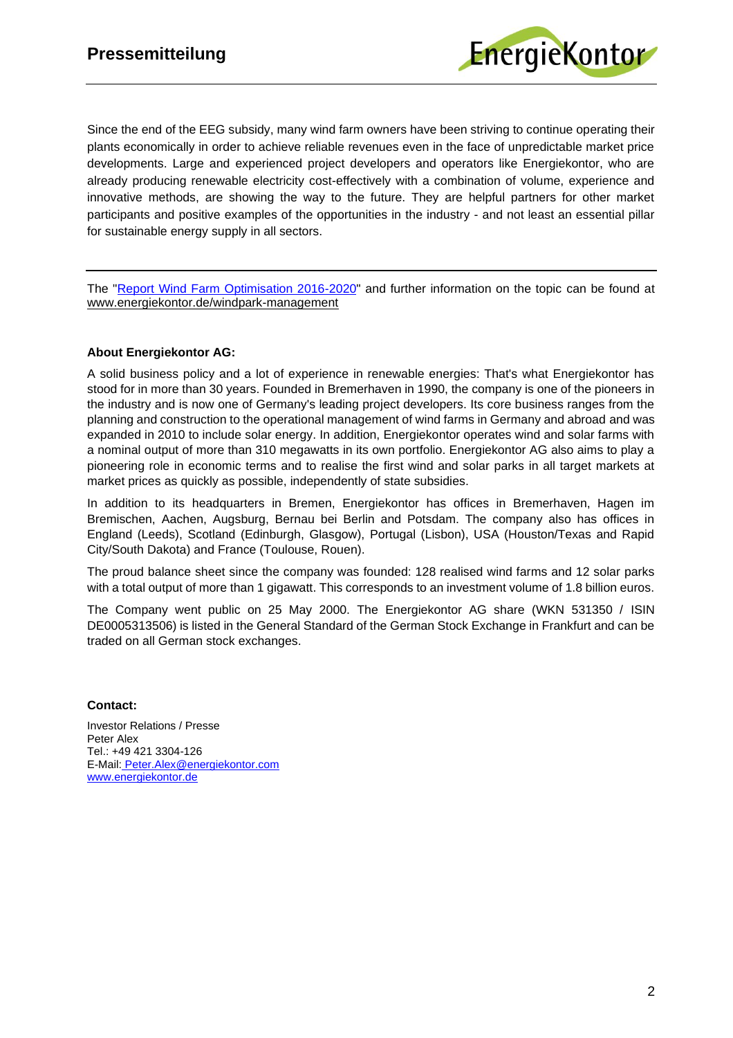Since the end of the EEG subsidy, many wind farm owners have been striving to continue operating their plants economically in order to achieve reliable revenues even in the face of unpredictable market price developments. Large and experienced project developers and operators like Energiekontor, who are already producing renewable electricity cost-effectively with a combination of volume, experience and innovative methods, are showing the way to the future. They are helpful partners for other market participants and positive examples of the opportunities in the industry - and not least an essential pillar for sustainable energy supply in all sectors.

---

The "Report Wind Farm Optimisation 2016-2020" and further information on the topic can be found at www.energiekontor.de/windpark-management

**About Energiekontor AG:**

A solid business policy and a lot of experience in renewable energies: That's what Energiekontor has stood for in more than 30 years. Founded in Bremerhaven in 1990, the company is one of the pioneers in the industry and is now one of Germany's leading project developers. Its core business ranges from the planning and construction to the operational management of wind farms in Germany and abroad and was expanded in 2010 to include solar energy. In addition, Energiekontor operates wind and solar farms with a nominal output of more than 310 megawatts in its own portfolio. Energiekontor AG also aims to play a pioneering role in economic terms and to realise the first wind and solar parks in all target markets at market prices as quickly as possible, independently of state subsidies.

In addition to its headquarters in Bremen, Energiekontor has offices in Bremerhaven, Hagen im Bremischen, Aachen, Augsburg, Bernau bei Berlin and Potsdam. The company also has offices in England (Leeds), Scotland (Edinburgh, Glasgow), Portugal (Lisbon), USA (Houston/Texas and Rapid City/South Dakota) and France (Toulouse, Rouen).

The proud balance sheet since the company was founded: 128 realised wind farms and 12 solar parks with a total output of more than 1 gigawatt. This corresponds to an investment volume of 1.8 billion euros.

The Company went public on 25 May 2000. The Energiekontor AG share (WKN 531350 / ISIN DE0005313506) is listed in the General Standard of the German Stock Exchange in Frankfurt and can be traded on all German stock exchanges.

**Contact:**

Investor Relations / Presse
Peter Alex
Tel.: +49 421 3304-126
E-Mail: Peter.Alex@energiekontor.com
www.energiekontor.de